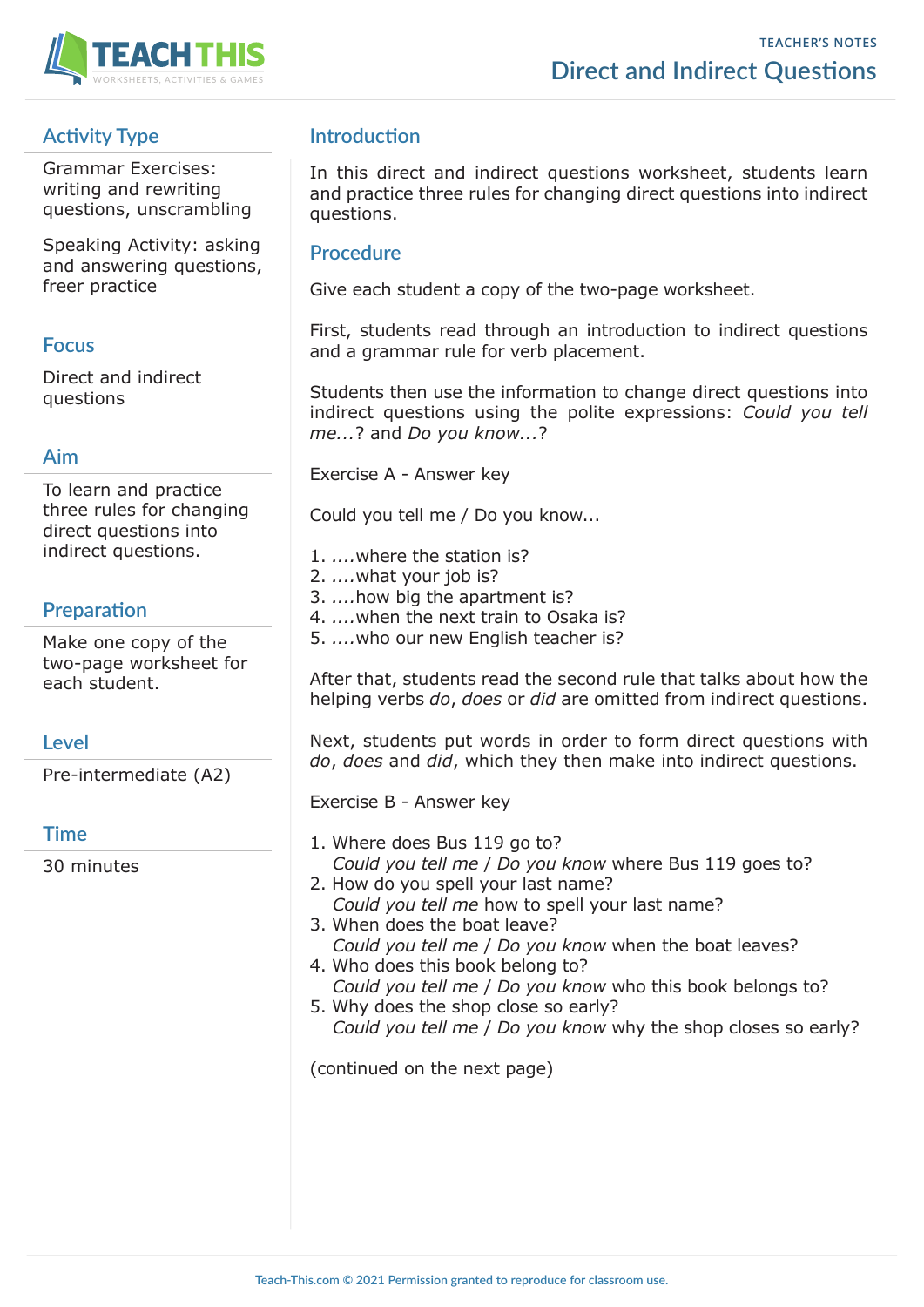TEACHER'S NOTES

# Direct and Indirect Questions

## Activity Type

Grammar Exercises: writing and rewriting questions, unscrambling

Speaking Activity: asking and answering questions, freer practice

## Focus

Direct and indirect questions

## Aim

To learn and practice three rules for changing direct questions into indirect questions.

## Preparation

Make one copy of the two-page worksheet for each student.

## Level

Pre-intermediate (A2)

## Time

30 minutes

## Introduction

In this direct and indirect questions worksheet, students learn and practice three rules for changing direct questions into indirect questions.

## Procedure

Give each student a copy of the two-page worksheet.

First, students read through an introduction to indirect questions and a grammar rule for verb placement.

Students then use the information to change direct questions into indirect questions using the polite expressions: *Could you tell me...?* and *Do you know...?*

Exercise A - Answer key

Could you tell me / Do you know...

1. ....where the station is?
2. ....what your job is?
3. ....how big the apartment is?
4. ....when the next train to Osaka is?
5. ....who our new English teacher is?

After that, students read the second rule that talks about how the helping verbs *do*, *does* or *did* are omitted from indirect questions.

Next, students put words in order to form direct questions with *do*, *does* and *did*, which they then make into indirect questions.

Exercise B - Answer key

1. Where does Bus 119 go to?
   *Could you tell me / Do you know* where Bus 119 goes to?
2. How do you spell your last name?
   *Could you tell me* how to spell your last name?
3. When does the boat leave?
   *Could you tell me / Do you know* when the boat leaves?
4. Who does this book belong to?
   *Could you tell me / Do you know* who this book belongs to?
5. Why does the shop close so early?
   *Could you tell me / Do you know* why the shop closes so early?

(continued on the next page)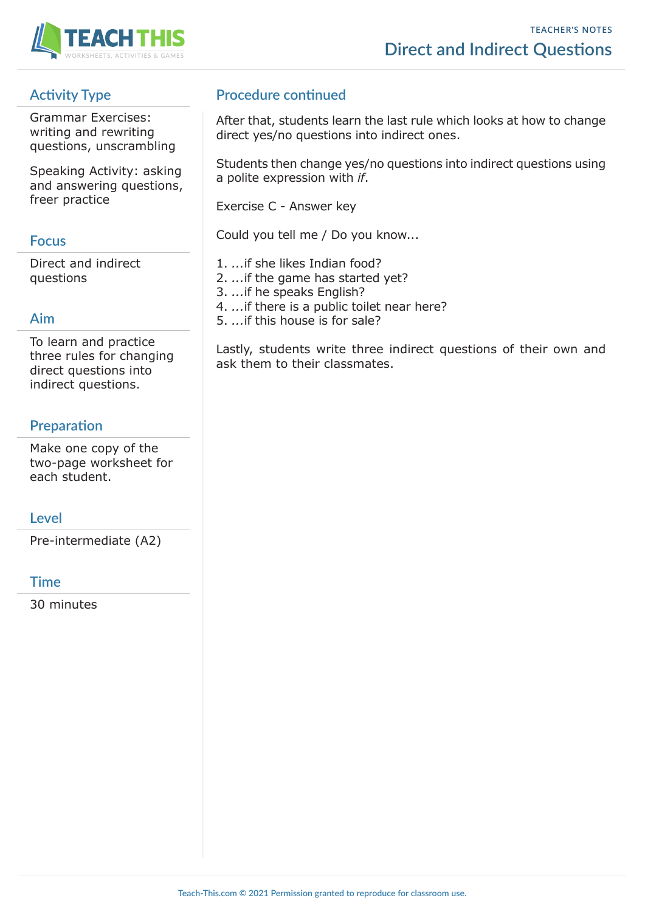## Activity Type

Grammar Exercises: writing and rewriting questions, unscrambling

Speaking Activity: asking and answering questions, freer practice

## Focus

Direct and indirect questions

## Aim

To learn and practice three rules for changing direct questions into indirect questions.

## Preparation

Make one copy of the two-page worksheet for each student.

## Level

Pre-intermediate (A2)

## Time

30 minutes

## Procedure continued

After that, students learn the last rule which looks at how to change direct yes/no questions into indirect ones.

Students then change yes/no questions into indirect questions using a polite expression with *if*.

Exercise C - Answer key

Could you tell me / Do you know...

1. ...if she likes Indian food?
2. ...if the game has started yet?
3. ...if he speaks English?
4. ...if there is a public toilet near here?
5. ...if this house is for sale?

Lastly, students write three indirect questions of their own and ask them to their classmates.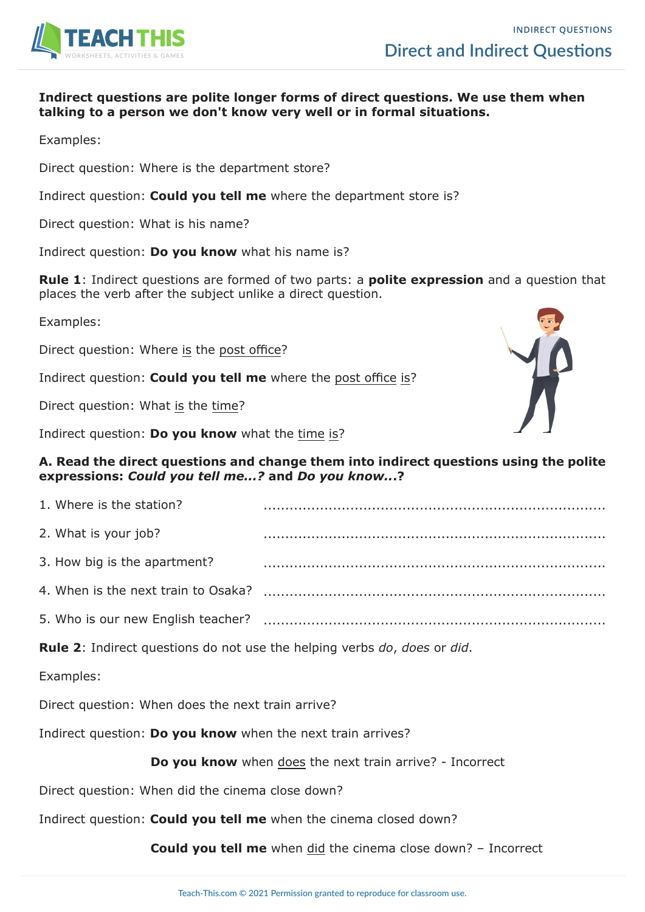**Indirect questions are polite longer forms of direct questions. We use them when talking to a person we don't know very well or in formal situations.**

Examples:

Direct question: Where is the department store?

Indirect question: **Could you tell me** where the department store is?

Direct question: What is his name?

Indirect question: **Do you know** what his name is?

**Rule 1**: Indirect questions are formed of two parts: a **polite expression** and a question that places the verb after the subject unlike a direct question.

Examples:

Direct question: Where <u>is</u> the <u>post office</u>?

Indirect question: **Could you tell me** where the <u>post office</u> <u>is</u>?

Direct question: What <u>is</u> the <u>time</u>?

Indirect question: **Do you know** what the <u>time</u> <u>is</u>?

**A. Read the direct questions and change them into indirect questions using the polite expressions: *Could you tell me...?* and *Do you know...*?**

1. Where is the station? ........................................................................
2. What is your job? ........................................................................
3. How big is the apartment? ........................................................................
4. When is the next train to Osaka? ........................................................................
5. Who is our new English teacher? ........................................................................

**Rule 2**: Indirect questions do not use the helping verbs *do*, *does* or *did*.

Examples:

Direct question: When does the next train arrive?

Indirect question: **Do you know** when the next train arrives?

**Do you know** when <u>does</u> the next train arrive? - Incorrect

Direct question: When did the cinema close down?

Indirect question: **Could you tell me** when the cinema closed down?

**Could you tell me** when <u>did</u> the cinema close down? – Incorrect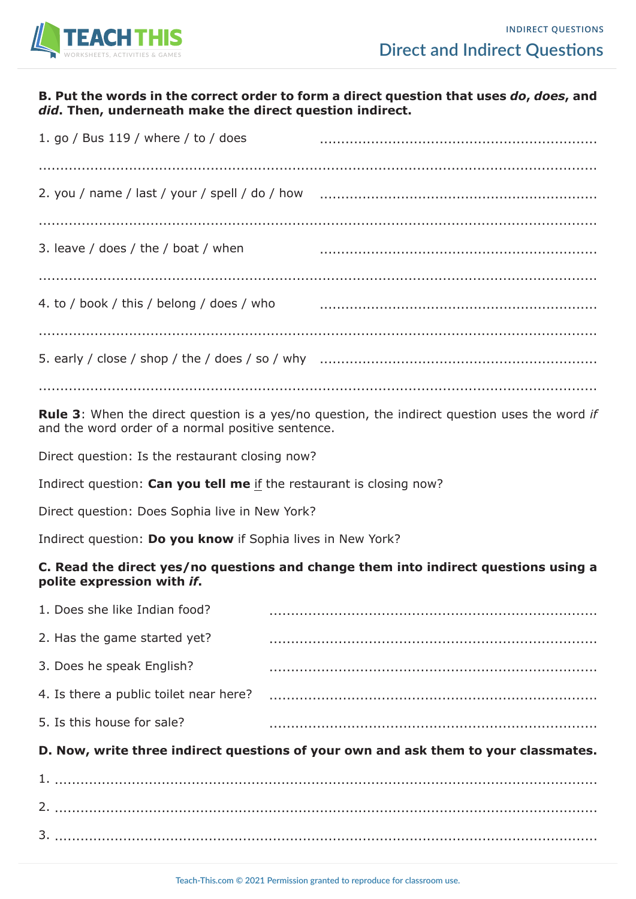**B. Put the words in the correct order to form a direct question that uses *do*, *does*, and *did*. Then, underneath make the direct question indirect.**

1. go / Bus 119 / where / to / does ..............................................................

..............................................................................................................

2. you / name / last / your / spell / do / how ..............................................................

..............................................................................................................

3. leave / does / the / boat / when ..............................................................

..............................................................................................................

4. to / book / this / belong / does / who ..............................................................

..............................................................................................................

5. early / close / shop / the / does / so / why ..............................................................

..............................................................................................................

**Rule 3**: When the direct question is a yes/no question, the indirect question uses the word *if* and the word order of a normal positive sentence.

Direct question: Is the restaurant closing now?

Indirect question: **Can you tell me** <u>if</u> the restaurant is closing now?

Direct question: Does Sophia live in New York?

Indirect question: **Do you know** if Sophia lives in New York?

**C. Read the direct yes/no questions and change them into indirect questions using a polite expression with *if*.**

1. Does she like Indian food? ..............................................................

2. Has the game started yet? ..............................................................

3. Does he speak English? ..............................................................

4. Is there a public toilet near here? ..............................................................

5. Is this house for sale? ..............................................................

**D. Now, write three indirect questions of your own and ask them to your classmates.**

1. ..............................................................................................................

2. ..............................................................................................................

3. ..............................................................................................................